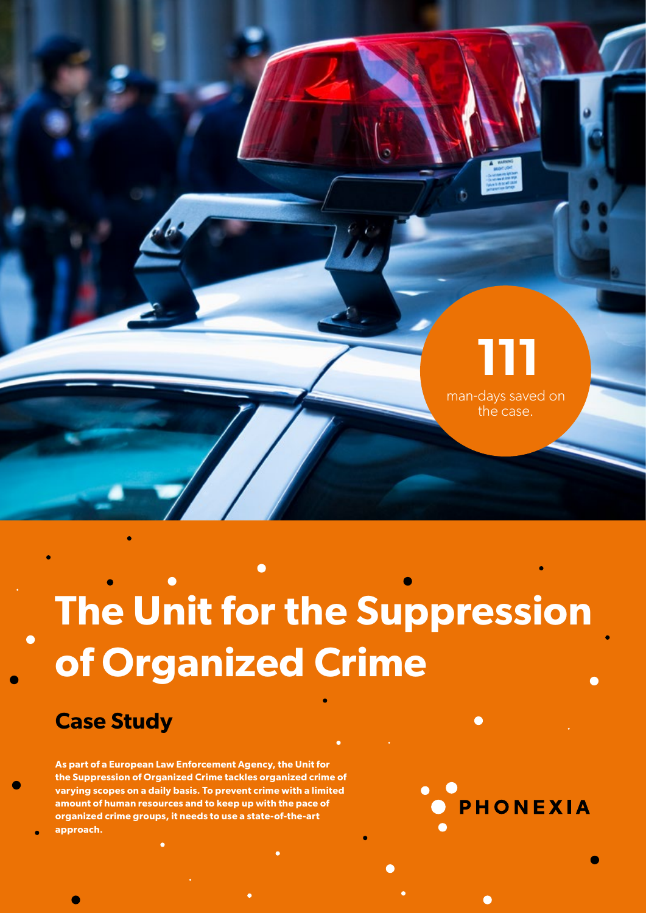**111**

man-days saved on the case.

# The Unit for the Suppression of Organized Crime

## Case Study

**As part of a European Law Enforcement Agency, the Unit for the Suppression of Organized Crime tackles organized crime of varying scopes on a daily basis. To prevent crime with a limited amount of human resources and to keep up with the pace of organized crime groups, it needs to use a state-of-the-art approach.**

PHONEXIA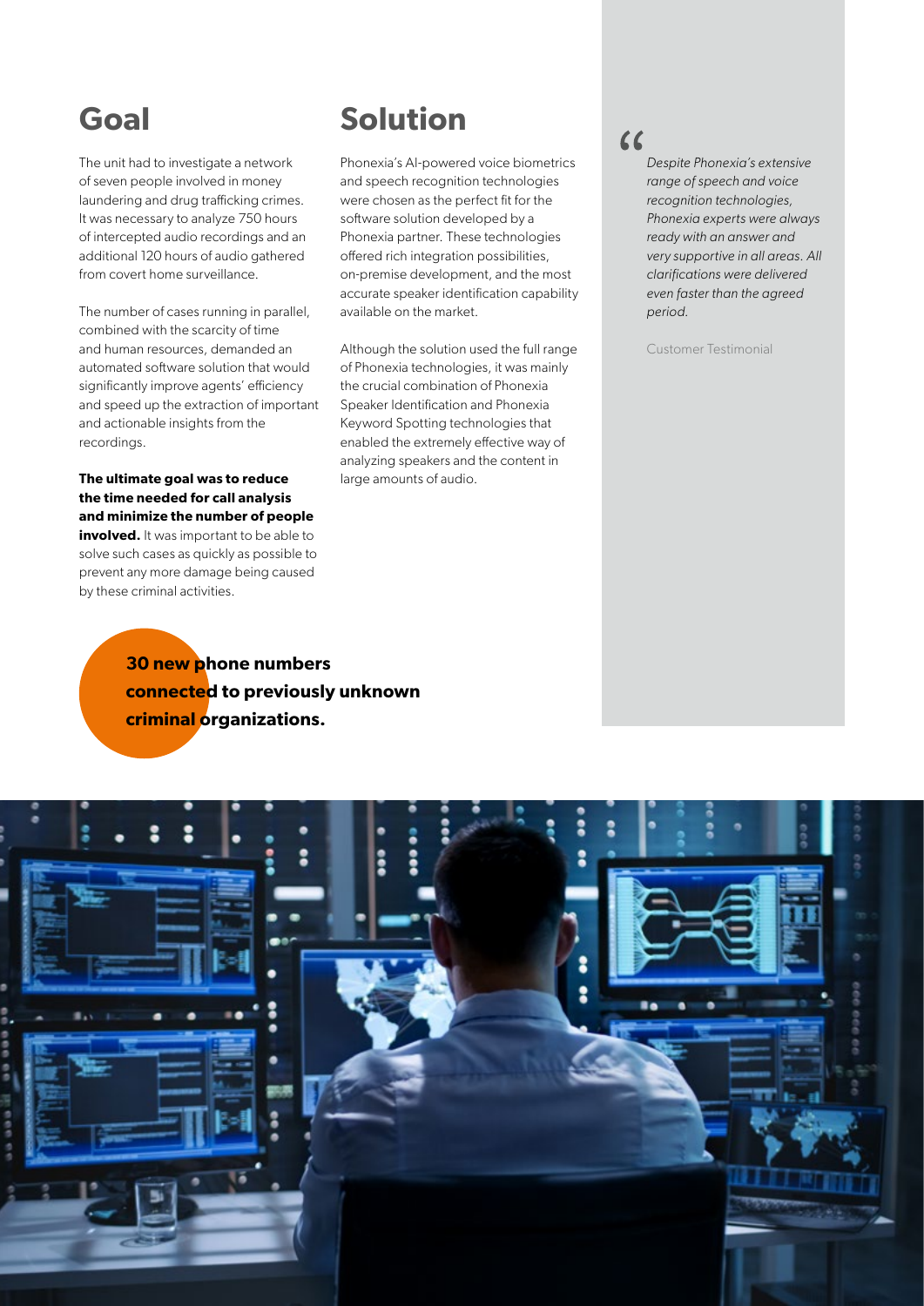## Goal

The unit had to investigate a network of seven people involved in money laundering and drug trafficking crimes. It was necessary to analyze 750 hours of intercepted audio recordings and an additional 120 hours of audio gathered from covert home surveillance.

The number of cases running in parallel, combined with the scarcity of time and human resources, demanded an automated software solution that would significantly improve agents' efficiency and speed up the extraction of important and actionable insights from the recordings.

**The ultimate goal was to reduce the time needed for call analysis and minimize the number of people involved.** It was important to be able to solve such cases as quickly as possible to prevent any more damage being caused by these criminal activities.

## Solution

Phonexia's AI-powered voice biometrics and speech recognition technologies were chosen as the perfect fit for the software solution developed by a Phonexia partner. These technologies offered rich integration possibilities, on-premise development, and the most accurate speaker identification capability available on the market.

Although the solution used the full range of Phonexia technologies, it was mainly the crucial combination of Phonexia Speaker Identification and Phonexia Keyword Spotting technologies that enabled the extremely effective way of analyzing speakers and the content in large amounts of audio.

> *Despite Phonexia's extensive range of speech and voice recognition technologies, Phonexia experts were always ready with an answer and very supportive in all areas. All clarifications were delivered even faster than the agreed period.*
>
> Customer Testimonial

**30 new phone numbers connected to previously unknown criminal organizations.**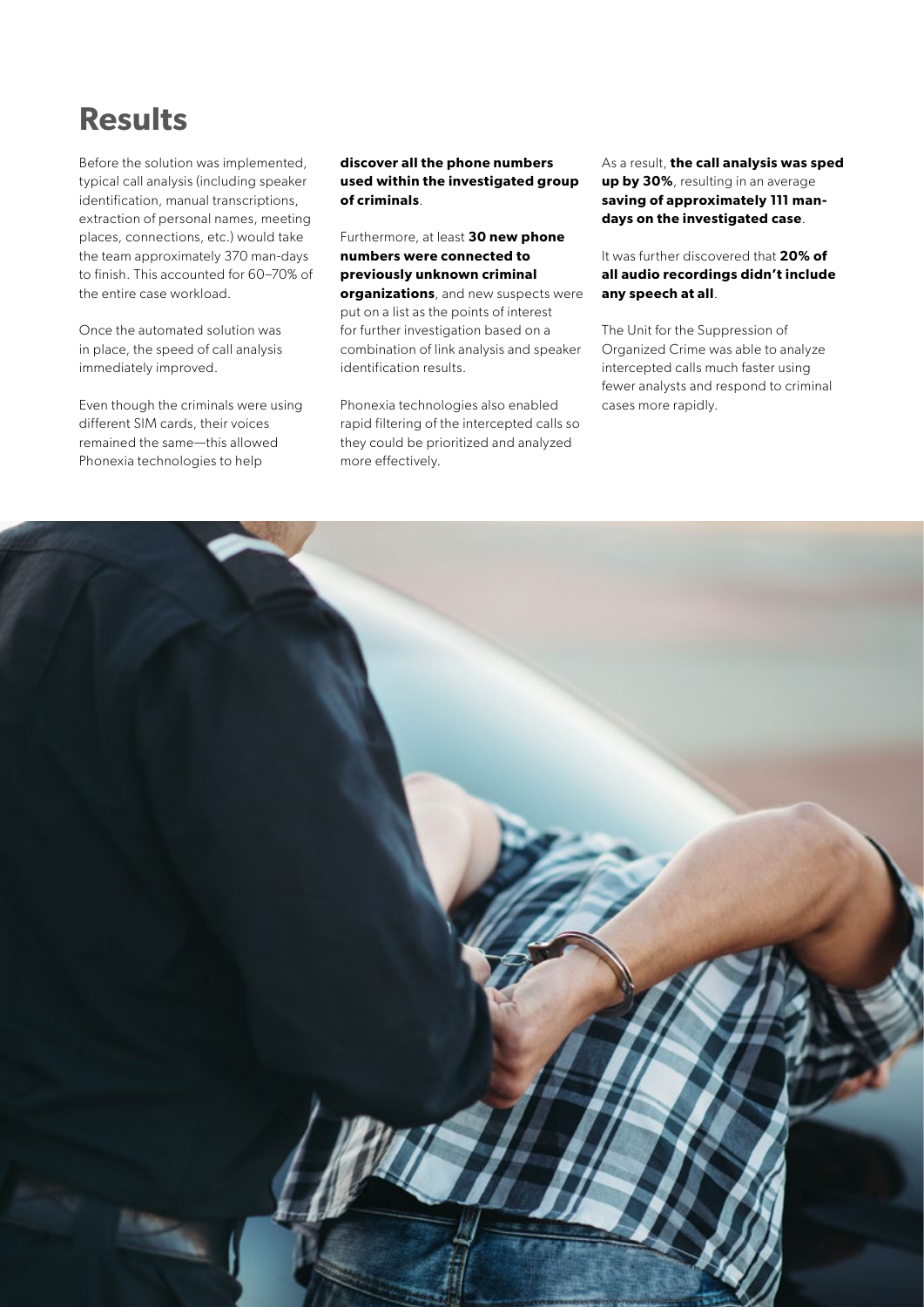# Results

Before the solution was implemented, typical call analysis (including speaker identification, manual transcriptions, extraction of personal names, meeting places, connections, etc.) would take the team approximately 370 man-days to finish. This accounted for 60–70% of the entire case workload.

Once the automated solution was in place, the speed of call analysis immediately improved.

Even though the criminals were using different SIM cards, their voices remained the same—this allowed Phonexia technologies to help **discover all the phone numbers used within the investigated group of criminals**.

Furthermore, at least **30 new phone numbers were connected to previously unknown criminal organizations**, and new suspects were put on a list as the points of interest for further investigation based on a combination of link analysis and speaker identification results.

Phonexia technologies also enabled rapid filtering of the intercepted calls so they could be prioritized and analyzed more effectively.

As a result, **the call analysis was sped up by 30%**, resulting in an average **saving of approximately 111 man-days on the investigated case**.

It was further discovered that **20% of all audio recordings didn't include any speech at all**.

The Unit for the Suppression of Organized Crime was able to analyze intercepted calls much faster using fewer analysts and respond to criminal cases more rapidly.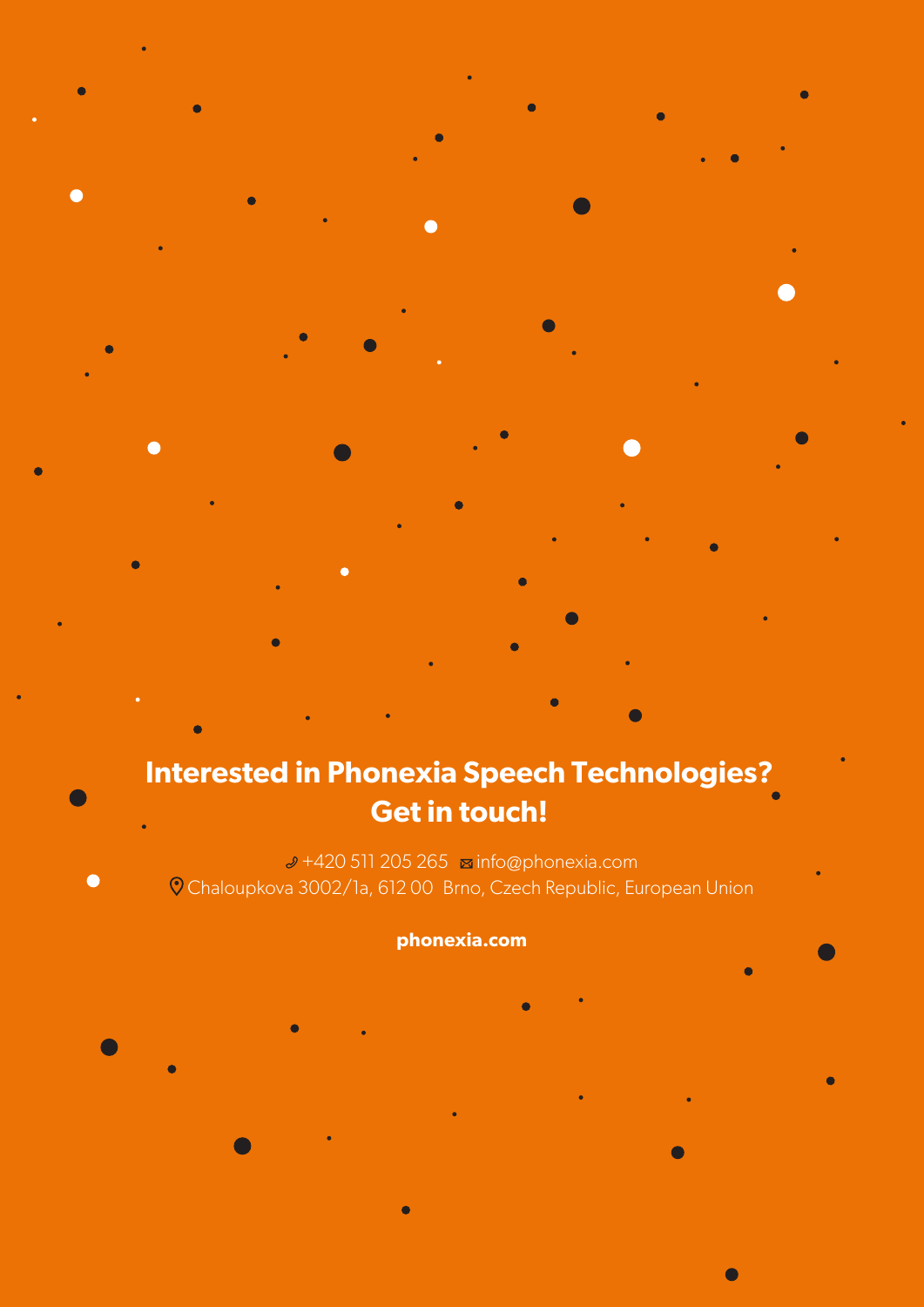## Interested in Phonexia Speech Technologies?
## Get in touch!

+420 511 205 265 info@phonexia.com
Chaloupkova 3002/1a, 612 00 Brno, Czech Republic, European Union

**phonexia.com**